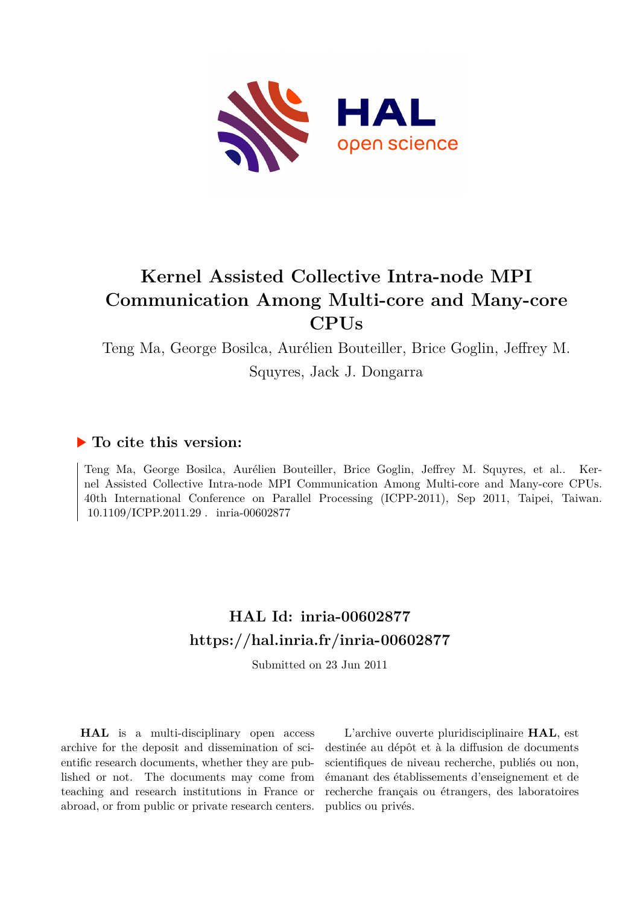# Kernel Assisted Collective Intra-node MPI Communication Among Multi-core and Many-core CPUs

Teng Ma, George Bosilca, Aurélien Bouteiller, Brice Goglin, Jeffrey M. Squyres, Jack J. Dongarra

## ▶ To cite this version:

Teng Ma, George Bosilca, Aurélien Bouteiller, Brice Goglin, Jeffrey M. Squyres, et al.. Kernel Assisted Collective Intra-node MPI Communication Among Multi-core and Many-core CPUs. 40th International Conference on Parallel Processing (ICPP-2011), Sep 2011, Taipei, Taiwan. 10.1109/ICPP.2011.29 . inria-00602877

## HAL Id: inria-00602877

## https://hal.inria.fr/inria-00602877

Submitted on 23 Jun 2011

**HAL** is a multi-disciplinary open access archive for the deposit and dissemination of scientific research documents, whether they are published or not. The documents may come from teaching and research institutions in France or abroad, or from public or private research centers.

L'archive ouverte pluridisciplinaire **HAL**, est destinée au dépôt et à la diffusion de documents scientifiques de niveau recherche, publiés ou non, émanant des établissements d'enseignement et de recherche français ou étrangers, des laboratoires publics ou privés.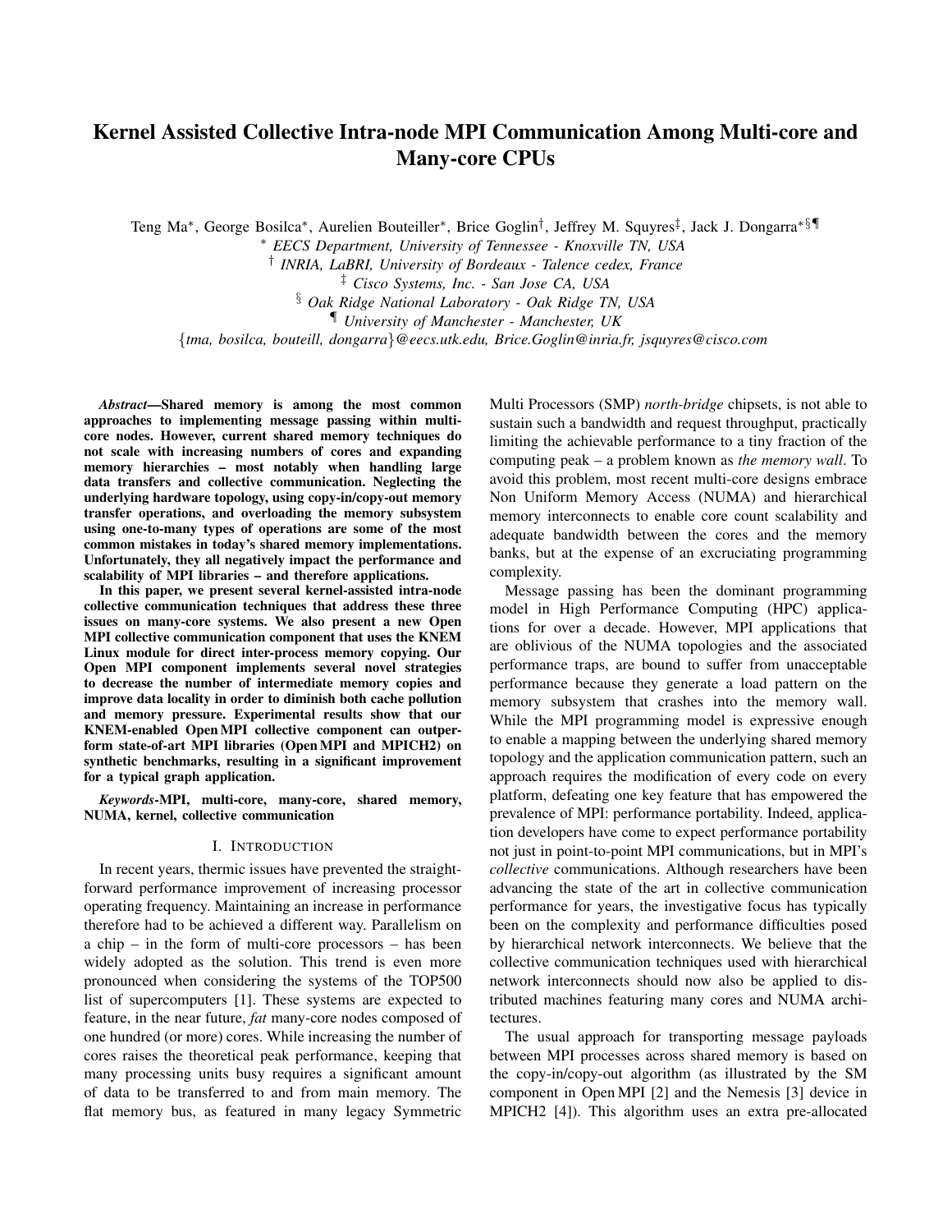# Kernel Assisted Collective Intra-node MPI Communication Among Multi-core and Many-core CPUs

Teng Ma*, George Bosilca*, Aurelien Bouteiller*, Brice Goglin†, Jeffrey M. Squyres‡, Jack J. Dongarra*§¶

* *EECS Department, University of Tennessee - Knoxville TN, USA*

† *INRIA, LaBRI, University of Bordeaux - Talence cedex, France*

‡ *Cisco Systems, Inc. - San Jose CA, USA*

§ *Oak Ridge National Laboratory - Oak Ridge TN, USA*

¶ *University of Manchester - Manchester, UK*

{*tma, bosilca, bouteill, dongarra*}*@eecs.utk.edu, Brice.Goglin@inria.fr, jsquyres@cisco.com*

***Abstract*—Shared memory is among the most common approaches to implementing message passing within multi-core nodes. However, current shared memory techniques do not scale with increasing numbers of cores and expanding memory hierarchies – most notably when handling large data transfers and collective communication. Neglecting the underlying hardware topology, using copy-in/copy-out memory transfer operations, and overloading the memory subsystem using one-to-many types of operations are some of the most common mistakes in today's shared memory implementations. Unfortunately, they all negatively impact the performance and scalability of MPI libraries – and therefore applications.**

**In this paper, we present several kernel-assisted intra-node collective communication techniques that address these three issues on many-core systems. We also present a new Open MPI collective communication component that uses the KNEM Linux module for direct inter-process memory copying. Our Open MPI component implements several novel strategies to decrease the number of intermediate memory copies and improve data locality in order to diminish both cache pollution and memory pressure. Experimental results show that our KNEM-enabled Open MPI collective component can outperform state-of-art MPI libraries (Open MPI and MPICH2) on synthetic benchmarks, resulting in a significant improvement for a typical graph application.**

***Keywords*-MPI, multi-core, many-core, shared memory, NUMA, kernel, collective communication**

## I. Introduction

In recent years, thermic issues have prevented the straightforward performance improvement of increasing processor operating frequency. Maintaining an increase in performance therefore had to be achieved a different way. Parallelism on a chip – in the form of multi-core processors – has been widely adopted as the solution. This trend is even more pronounced when considering the systems of the TOP500 list of supercomputers [1]. These systems are expected to feature, in the near future, *fat* many-core nodes composed of one hundred (or more) cores. While increasing the number of cores raises the theoretical peak performance, keeping that many processing units busy requires a significant amount of data to be transferred to and from main memory. The flat memory bus, as featured in many legacy Symmetric Multi Processors (SMP) *north-bridge* chipsets, is not able to sustain such a bandwidth and request throughput, practically limiting the achievable performance to a tiny fraction of the computing peak – a problem known as *the memory wall*. To avoid this problem, most recent multi-core designs embrace Non Uniform Memory Access (NUMA) and hierarchical memory interconnects to enable core count scalability and adequate bandwidth between the cores and the memory banks, but at the expense of an excruciating programming complexity.

Message passing has been the dominant programming model in High Performance Computing (HPC) applications for over a decade. However, MPI applications that are oblivious of the NUMA topologies and the associated performance traps, are bound to suffer from unacceptable performance because they generate a load pattern on the memory subsystem that crashes into the memory wall. While the MPI programming model is expressive enough to enable a mapping between the underlying shared memory topology and the application communication pattern, such an approach requires the modification of every code on every platform, defeating one key feature that has empowered the prevalence of MPI: performance portability. Indeed, application developers have come to expect performance portability not just in point-to-point MPI communications, but in MPI's *collective* communications. Although researchers have been advancing the state of the art in collective communication performance for years, the investigative focus has typically been on the complexity and performance difficulties posed by hierarchical network interconnects. We believe that the collective communication techniques used with hierarchical network interconnects should now also be applied to distributed machines featuring many cores and NUMA architectures.

The usual approach for transporting message payloads between MPI processes across shared memory is based on the copy-in/copy-out algorithm (as illustrated by the SM component in Open MPI [2] and the Nemesis [3] device in MPICH2 [4]). This algorithm uses an extra pre-allocated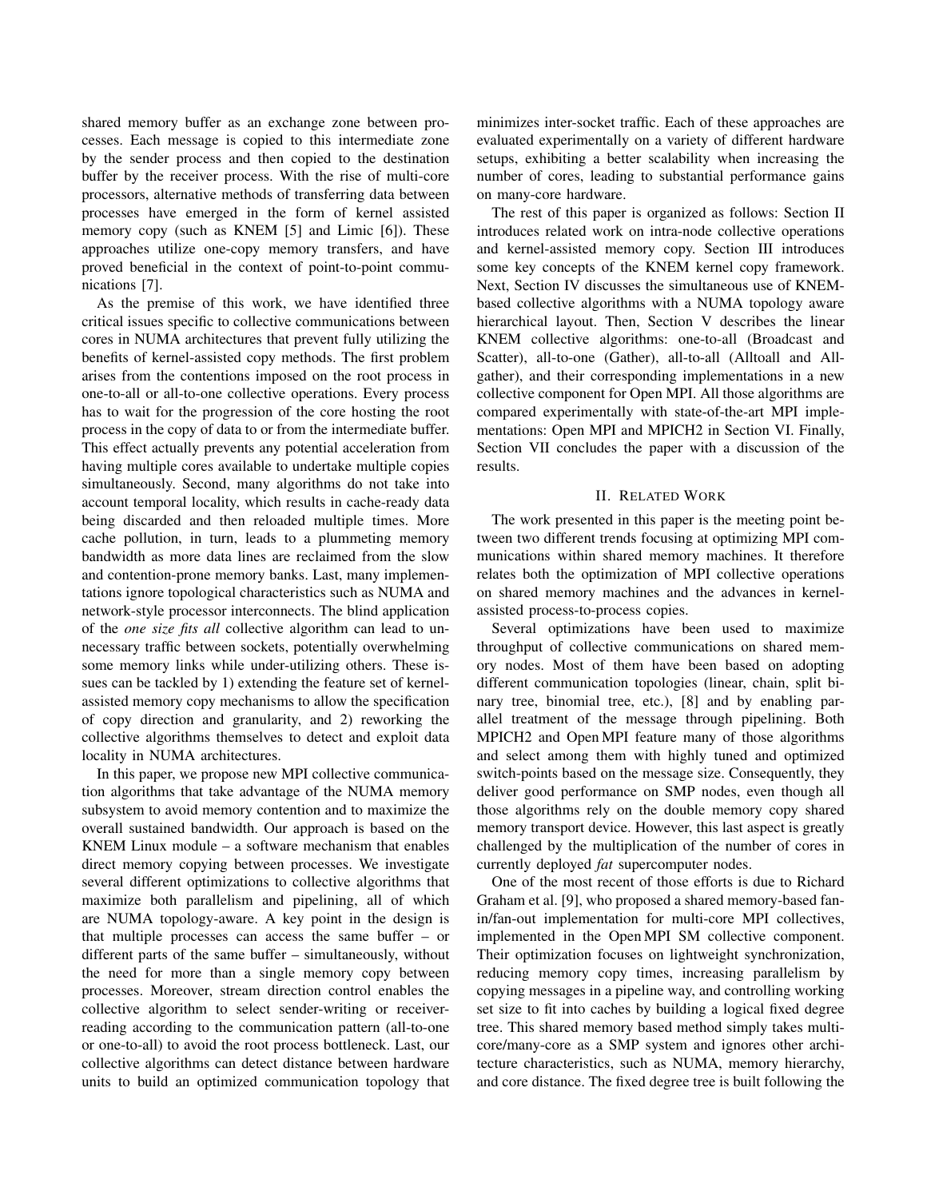shared memory buffer as an exchange zone between processes. Each message is copied to this intermediate zone by the sender process and then copied to the destination buffer by the receiver process. With the rise of multi-core processors, alternative methods of transferring data between processes have emerged in the form of kernel assisted memory copy (such as KNEM [5] and Limic [6]). These approaches utilize one-copy memory transfers, and have proved beneficial in the context of point-to-point communications [7].

As the premise of this work, we have identified three critical issues specific to collective communications between cores in NUMA architectures that prevent fully utilizing the benefits of kernel-assisted copy methods. The first problem arises from the contentions imposed on the root process in one-to-all or all-to-one collective operations. Every process has to wait for the progression of the core hosting the root process in the copy of data to or from the intermediate buffer. This effect actually prevents any potential acceleration from having multiple cores available to undertake multiple copies simultaneously. Second, many algorithms do not take into account temporal locality, which results in cache-ready data being discarded and then reloaded multiple times. More cache pollution, in turn, leads to a plummeting memory bandwidth as more data lines are reclaimed from the slow and contention-prone memory banks. Last, many implementations ignore topological characteristics such as NUMA and network-style processor interconnects. The blind application of the *one size fits all* collective algorithm can lead to unnecessary traffic between sockets, potentially overwhelming some memory links while under-utilizing others. These issues can be tackled by 1) extending the feature set of kernel-assisted memory copy mechanisms to allow the specification of copy direction and granularity, and 2) reworking the collective algorithms themselves to detect and exploit data locality in NUMA architectures.

In this paper, we propose new MPI collective communication algorithms that take advantage of the NUMA memory subsystem to avoid memory contention and to maximize the overall sustained bandwidth. Our approach is based on the KNEM Linux module – a software mechanism that enables direct memory copying between processes. We investigate several different optimizations to collective algorithms that maximize both parallelism and pipelining, all of which are NUMA topology-aware. A key point in the design is that multiple processes can access the same buffer – or different parts of the same buffer – simultaneously, without the need for more than a single memory copy between processes. Moreover, stream direction control enables the collective algorithm to select sender-writing or receiver-reading according to the communication pattern (all-to-one or one-to-all) to avoid the root process bottleneck. Last, our collective algorithms can detect distance between hardware units to build an optimized communication topology that minimizes inter-socket traffic. Each of these approaches are evaluated experimentally on a variety of different hardware setups, exhibiting a better scalability when increasing the number of cores, leading to substantial performance gains on many-core hardware.

The rest of this paper is organized as follows: Section II introduces related work on intra-node collective operations and kernel-assisted memory copy. Section III introduces some key concepts of the KNEM kernel copy framework. Next, Section IV discusses the simultaneous use of KNEM-based collective algorithms with a NUMA topology aware hierarchical layout. Then, Section V describes the linear KNEM collective algorithms: one-to-all (Broadcast and Scatter), all-to-one (Gather), all-to-all (Alltoall and All-gather), and their corresponding implementations in a new collective component for Open MPI. All those algorithms are compared experimentally with state-of-the-art MPI implementations: Open MPI and MPICH2 in Section VI. Finally, Section VII concludes the paper with a discussion of the results.

## II. Related Work

The work presented in this paper is the meeting point between two different trends focusing at optimizing MPI communications within shared memory machines. It therefore relates both the optimization of MPI collective operations on shared memory machines and the advances in kernel-assisted process-to-process copies.

Several optimizations have been used to maximize throughput of collective communications on shared memory nodes. Most of them have been based on adopting different communication topologies (linear, chain, split binary tree, binomial tree, etc.), [8] and by enabling parallel treatment of the message through pipelining. Both MPICH2 and Open MPI feature many of those algorithms and select among them with highly tuned and optimized switch-points based on the message size. Consequently, they deliver good performance on SMP nodes, even though all those algorithms rely on the double memory copy shared memory transport device. However, this last aspect is greatly challenged by the multiplication of the number of cores in currently deployed *fat* supercomputer nodes.

One of the most recent of those efforts is due to Richard Graham et al. [9], who proposed a shared memory-based fan-in/fan-out implementation for multi-core MPI collectives, implemented in the Open MPI SM collective component. Their optimization focuses on lightweight synchronization, reducing memory copy times, increasing parallelism by copying messages in a pipeline way, and controlling working set size to fit into caches by building a logical fixed degree tree. This shared memory based method simply takes multi-core/many-core as a SMP system and ignores other architecture characteristics, such as NUMA, memory hierarchy, and core distance. The fixed degree tree is built following the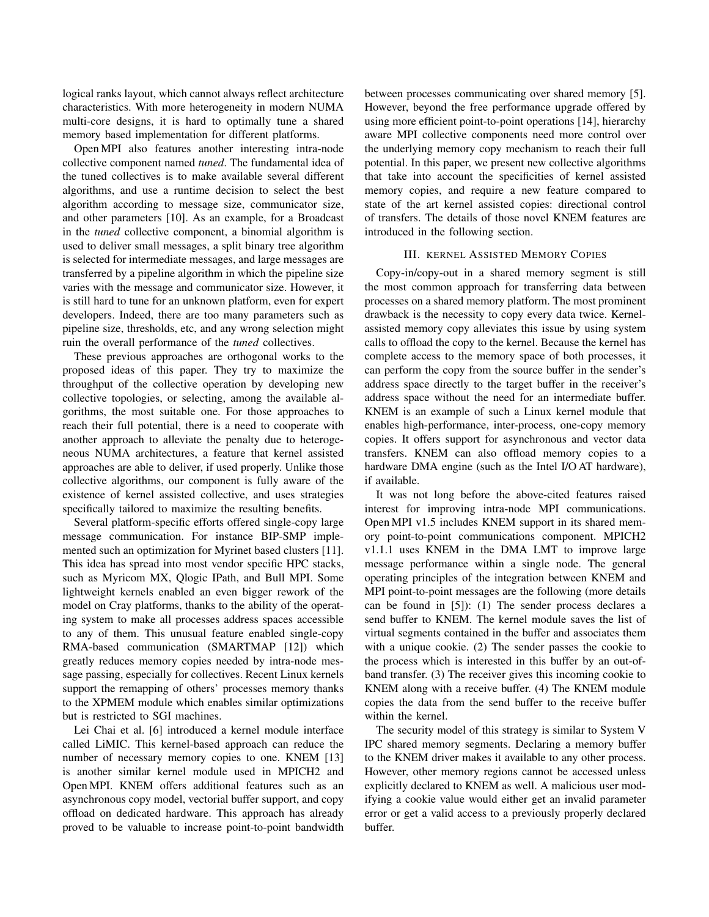logical ranks layout, which cannot always reflect architecture characteristics. With more heterogeneity in modern NUMA multi-core designs, it is hard to optimally tune a shared memory based implementation for different platforms.

Open MPI also features another interesting intra-node collective component named *tuned*. The fundamental idea of the tuned collectives is to make available several different algorithms, and use a runtime decision to select the best algorithm according to message size, communicator size, and other parameters [10]. As an example, for a Broadcast in the *tuned* collective component, a binomial algorithm is used to deliver small messages, a split binary tree algorithm is selected for intermediate messages, and large messages are transferred by a pipeline algorithm in which the pipeline size varies with the message and communicator size. However, it is still hard to tune for an unknown platform, even for expert developers. Indeed, there are too many parameters such as pipeline size, thresholds, etc, and any wrong selection might ruin the overall performance of the *tuned* collectives.

These previous approaches are orthogonal works to the proposed ideas of this paper. They try to maximize the throughput of the collective operation by developing new collective topologies, or selecting, among the available algorithms, the most suitable one. For those approaches to reach their full potential, there is a need to cooperate with another approach to alleviate the penalty due to heterogeneous NUMA architectures, a feature that kernel assisted approaches are able to deliver, if used properly. Unlike those collective algorithms, our component is fully aware of the existence of kernel assisted collective, and uses strategies specifically tailored to maximize the resulting benefits.

Several platform-specific efforts offered single-copy large message communication. For instance BIP-SMP implemented such an optimization for Myrinet based clusters [11]. This idea has spread into most vendor specific HPC stacks, such as Myricom MX, Qlogic IPath, and Bull MPI. Some lightweight kernels enabled an even bigger rework of the model on Cray platforms, thanks to the ability of the operating system to make all processes address spaces accessible to any of them. This unusual feature enabled single-copy RMA-based communication (SMARTMAP [12]) which greatly reduces memory copies needed by intra-node message passing, especially for collectives. Recent Linux kernels support the remapping of others' processes memory thanks to the XPMEM module which enables similar optimizations but is restricted to SGI machines.

Lei Chai et al. [6] introduced a kernel module interface called LiMIC. This kernel-based approach can reduce the number of necessary memory copies to one. KNEM [13] is another similar kernel module used in MPICH2 and Open MPI. KNEM offers additional features such as an asynchronous copy model, vectorial buffer support, and copy offload on dedicated hardware. This approach has already proved to be valuable to increase point-to-point bandwidth between processes communicating over shared memory [5]. However, beyond the free performance upgrade offered by using more efficient point-to-point operations [14], hierarchy aware MPI collective components need more control over the underlying memory copy mechanism to reach their full potential. In this paper, we present new collective algorithms that take into account the specificities of kernel assisted memory copies, and require a new feature compared to state of the art kernel assisted copies: directional control of transfers. The details of those novel KNEM features are introduced in the following section.

## III. Kernel Assisted Memory Copies

Copy-in/copy-out in a shared memory segment is still the most common approach for transferring data between processes on a shared memory platform. The most prominent drawback is the necessity to copy every data twice. Kernel-assisted memory copy alleviates this issue by using system calls to offload the copy to the kernel. Because the kernel has complete access to the memory space of both processes, it can perform the copy from the source buffer in the sender's address space directly to the target buffer in the receiver's address space without the need for an intermediate buffer. KNEM is an example of such a Linux kernel module that enables high-performance, inter-process, one-copy memory copies. It offers support for asynchronous and vector data transfers. KNEM can also offload memory copies to a hardware DMA engine (such as the Intel I/O AT hardware), if available.

It was not long before the above-cited features raised interest for improving intra-node MPI communications. Open MPI v1.5 includes KNEM support in its shared memory point-to-point communications component. MPICH2 v1.1.1 uses KNEM in the DMA LMT to improve large message performance within a single node. The general operating principles of the integration between KNEM and MPI point-to-point messages are the following (more details can be found in [5]): (1) The sender process declares a send buffer to KNEM. The kernel module saves the list of virtual segments contained in the buffer and associates them with a unique cookie. (2) The sender passes the cookie to the process which is interested in this buffer by an out-of-band transfer. (3) The receiver gives this incoming cookie to KNEM along with a receive buffer. (4) The KNEM module copies the data from the send buffer to the receive buffer within the kernel.

The security model of this strategy is similar to System V IPC shared memory segments. Declaring a memory buffer to the KNEM driver makes it available to any other process. However, other memory regions cannot be accessed unless explicitly declared to KNEM as well. A malicious user modifying a cookie value would either get an invalid parameter error or get a valid access to a previously properly declared buffer.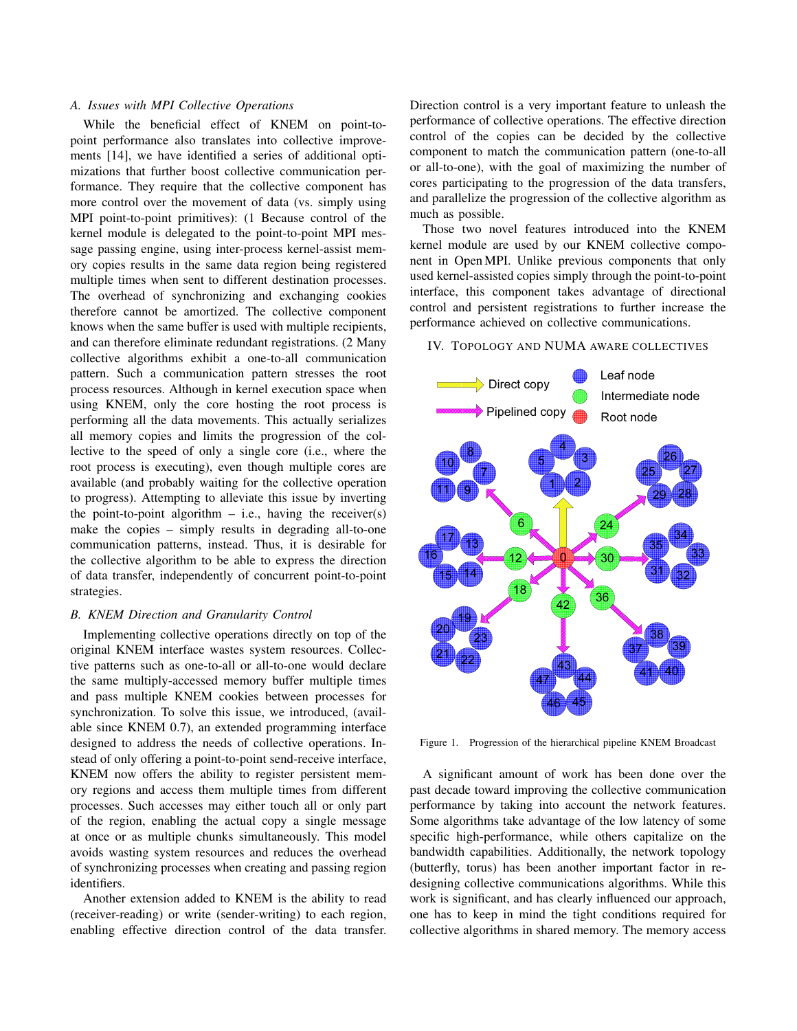### A. Issues with MPI Collective Operations

While the beneficial effect of KNEM on point-to-point performance also translates into collective improvements [14], we have identified a series of additional optimizations that further boost collective communication performance. They require that the collective component has more control over the movement of data (vs. simply using MPI point-to-point primitives): (1 Because control of the kernel module is delegated to the point-to-point MPI message passing engine, using inter-process kernel-assist memory copies results in the same data region being registered multiple times when sent to different destination processes. The overhead of synchronizing and exchanging cookies therefore cannot be amortized. The collective component knows when the same buffer is used with multiple recipients, and can therefore eliminate redundant registrations. (2 Many collective algorithms exhibit a one-to-all communication pattern. Such a communication pattern stresses the root process resources. Although in kernel execution space when using KNEM, only the core hosting the root process is performing all the data movements. This actually serializes all memory copies and limits the progression of the collective to the speed of only a single core (i.e., where the root process is executing), even though multiple cores are available (and probably waiting for the collective operation to progress). Attempting to alleviate this issue by inverting the point-to-point algorithm – i.e., having the receiver(s) make the copies – simply results in degrading all-to-one communication patterns, instead. Thus, it is desirable for the collective algorithm to be able to express the direction of data transfer, independently of concurrent point-to-point strategies.

### B. KNEM Direction and Granularity Control

Implementing collective operations directly on top of the original KNEM interface wastes system resources. Collective patterns such as one-to-all or all-to-one would declare the same multiply-accessed memory buffer multiple times and pass multiple KNEM cookies between processes for synchronization. To solve this issue, we introduced, (available since KNEM 0.7), an extended programming interface designed to address the needs of collective operations. Instead of only offering a point-to-point send-receive interface, KNEM now offers the ability to register persistent memory regions and access them multiple times from different processes. Such accesses may either touch all or only part of the region, enabling the actual copy a single message at once or as multiple chunks simultaneously. This model avoids wasting system resources and reduces the overhead of synchronizing processes when creating and passing region identifiers.

Another extension added to KNEM is the ability to read (receiver-reading) or write (sender-writing) to each region, enabling effective direction control of the data transfer. Direction control is a very important feature to unleash the performance of collective operations. The effective direction control of the copies can be decided by the collective component to match the communication pattern (one-to-all or all-to-one), with the goal of maximizing the number of cores participating to the progression of the data transfers, and parallelize the progression of the collective algorithm as much as possible.

Those two novel features introduced into the KNEM kernel module are used by our KNEM collective component in Open MPI. Unlike previous components that only used kernel-assisted copies simply through the point-to-point interface, this component takes advantage of directional control and persistent registrations to further increase the performance achieved on collective communications.

## IV. Topology and NUMA aware collectives

Direct copy
Pipelined copy
Leaf node
Intermediate node
Root node

Figure 1. Progression of the hierarchical pipeline KNEM Broadcast

A significant amount of work has been done over the past decade toward improving the collective communication performance by taking into account the network features. Some algorithms take advantage of the low latency of some specific high-performance, while others capitalize on the bandwidth capabilities. Additionally, the network topology (butterfly, torus) has been another important factor in re-designing collective communications algorithms. While this work is significant, and has clearly influenced our approach, one has to keep in mind the tight conditions required for collective algorithms in shared memory. The memory access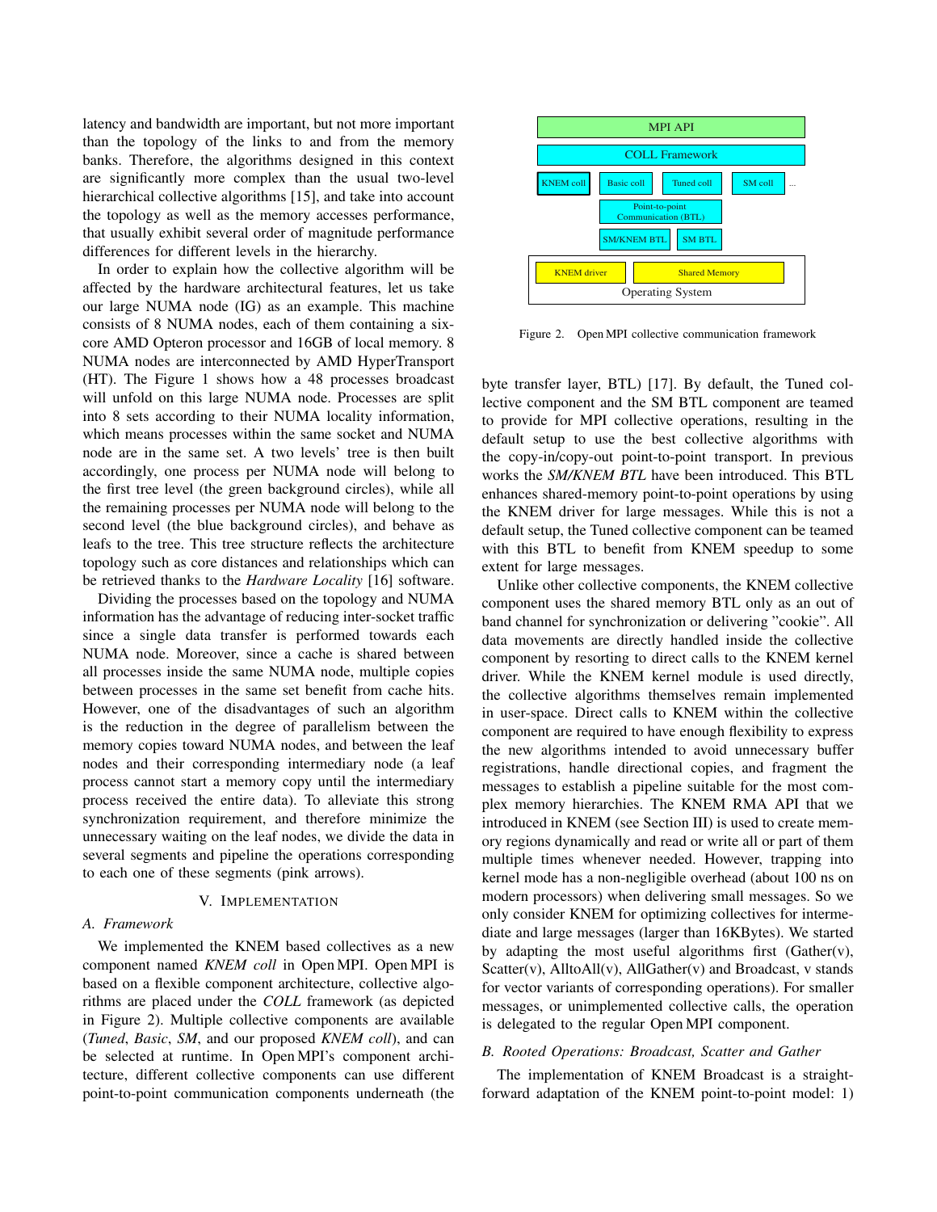latency and bandwidth are important, but not more important than the topology of the links to and from the memory banks. Therefore, the algorithms designed in this context are significantly more complex than the usual two-level hierarchical collective algorithms [15], and take into account the topology as well as the memory accesses performance, that usually exhibit several order of magnitude performance differences for different levels in the hierarchy.

In order to explain how the collective algorithm will be affected by the hardware architectural features, let us take our large NUMA node (IG) as an example. This machine consists of 8 NUMA nodes, each of them containing a six-core AMD Opteron processor and 16GB of local memory. 8 NUMA nodes are interconnected by AMD HyperTransport (HT). The Figure 1 shows how a 48 processes broadcast will unfold on this large NUMA node. Processes are split into 8 sets according to their NUMA locality information, which means processes within the same socket and NUMA node are in the same set. A two levels' tree is then built accordingly, one process per NUMA node will belong to the first tree level (the green background circles), while all the remaining processes per NUMA node will belong to the second level (the blue background circles), and behave as leafs to the tree. This tree structure reflects the architecture topology such as core distances and relationships which can be retrieved thanks to the *Hardware Locality* [16] software.

Dividing the processes based on the topology and NUMA information has the advantage of reducing inter-socket traffic since a single data transfer is performed towards each NUMA node. Moreover, since a cache is shared between all processes inside the same NUMA node, multiple copies between processes in the same set benefit from cache hits. However, one of the disadvantages of such an algorithm is the reduction in the degree of parallelism between the memory copies toward NUMA nodes, and between the leaf nodes and their corresponding intermediary node (a leaf process cannot start a memory copy until the intermediary process received the entire data). To alleviate this strong synchronization requirement, and therefore minimize the unnecessary waiting on the leaf nodes, we divide the data in several segments and pipeline the operations corresponding to each one of these segments (pink arrows).

## V. Implementation

### A. Framework

We implemented the KNEM based collectives as a new component named *KNEM coll* in Open MPI. Open MPI is based on a flexible component architecture, collective algorithms are placed under the *COLL* framework (as depicted in Figure 2). Multiple collective components are available (*Tuned*, *Basic*, *SM*, and our proposed *KNEM coll*), and can be selected at runtime. In Open MPI's component architecture, different collective components can use different point-to-point communication components underneath (the byte transfer layer, BTL) [17]. By default, the Tuned collective component and the SM BTL component are teamed to provide for MPI collective operations, resulting in the default setup to use the best collective algorithms with the copy-in/copy-out point-to-point transport. In previous works the *SM/KNEM BTL* have been introduced. This BTL enhances shared-memory point-to-point operations by using the KNEM driver for large messages. While this is not a default setup, the Tuned collective component can be teamed with this BTL to benefit from KNEM speedup to some extent for large messages.

MPI API
COLL Framework
KNEM coll
Basic coll
Tuned coll
SM coll
...
Point-to-point Communication (BTL)
SM/KNEM BTL
SM BTL
KNEM driver
Shared Memory
Operating System

Figure 2. Open MPI collective communication framework

Unlike other collective components, the KNEM collective component uses the shared memory BTL only as an out of band channel for synchronization or delivering "cookie". All data movements are directly handled inside the collective component by resorting to direct calls to the KNEM kernel driver. While the KNEM kernel module is used directly, the collective algorithms themselves remain implemented in user-space. Direct calls to KNEM within the collective component are required to have enough flexibility to express the new algorithms intended to avoid unnecessary buffer registrations, handle directional copies, and fragment the messages to establish a pipeline suitable for the most complex memory hierarchies. The KNEM RMA API that we introduced in KNEM (see Section III) is used to create memory regions dynamically and read or write all or part of them multiple times whenever needed. However, trapping into kernel mode has a non-negligible overhead (about 100 ns on modern processors) when delivering small messages. So we only consider KNEM for optimizing collectives for intermediate and large messages (larger than 16KBytes). We started by adapting the most useful algorithms first (Gather(v), Scatter(v), AlltoAll(v), AllGather(v) and Broadcast, v stands for vector variants of corresponding operations). For smaller messages, or unimplemented collective calls, the operation is delegated to the regular Open MPI component.

### B. Rooted Operations: Broadcast, Scatter and Gather

The implementation of KNEM Broadcast is a straightforward adaptation of the KNEM point-to-point model: 1)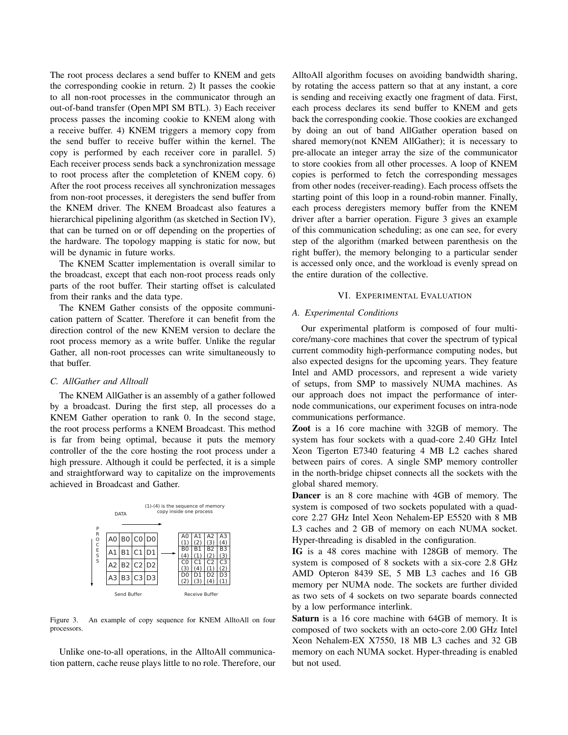The root process declares a send buffer to KNEM and gets the corresponding cookie in return. 2) It passes the cookie to all non-root processes in the communicator through an out-of-band transfer (Open MPI SM BTL). 3) Each receiver process passes the incoming cookie to KNEM along with a receive buffer. 4) KNEM triggers a memory copy from the send buffer to receive buffer within the kernel. The copy is performed by each receiver core in parallel. 5) Each receiver process sends back a synchronization message to root process after the completetion of KNEM copy. 6) After the root process receives all synchronization messages from non-root processes, it deregisters the send buffer from the KNEM driver. The KNEM Broadcast also features a hierarchical pipelining algorithm (as sketched in Section IV), that can be turned on or off depending on the properties of the hardware. The topology mapping is static for now, but will be dynamic in future works.

The KNEM Scatter implementation is overall similar to the broadcast, except that each non-root process reads only parts of the root buffer. Their starting offset is calculated from their ranks and the data type.

The KNEM Gather consists of the opposite communication pattern of Scatter. Therefore it can benefit from the direction control of the new KNEM version to declare the root process memory as a write buffer. Unlike the regular Gather, all non-root processes can write simultaneously to that buffer.

### C. AllGather and Alltoall

The KNEM AllGather is an assembly of a gather followed by a broadcast. During the first step, all processes do a KNEM Gather operation to rank 0. In the second stage, the root process performs a KNEM Broadcast. This method is far from being optimal, because it puts the memory controller of the the core hosting the root process under a high pressure. Although it could be perfected, it is a simple and straightforward way to capitalize on the improvements achieved in Broadcast and Gather.

DATA — (1)-(4) is the sequence of memory copy inside one process

PROCESS

Send Buffer:

| | | | |
|---|---|---|---|
| A0 | B0 | C0 | D0 |
| A1 | B1 | C1 | D1 |
| A2 | B2 | C2 | D2 |
| A3 | B3 | C3 | D3 |

Receive Buffer:

| | | | |
|---|---|---|---|
| A0 (1) | A1 (2) | A2 (3) | A3 (4) |
| B0 (4) | B1 (1) | B2 (2) | B3 (3) |
| C0 (3) | C1 (4) | C2 (1) | C3 (2) |
| D0 (2) | D1 (3) | D2 (4) | D3 (1) |

Figure 3. An example of copy sequence for KNEM AlltoAll on four processors.

Unlike one-to-all operations, in the AlltoAll communication pattern, cache reuse plays little to no role. Therefore, our AlltoAll algorithm focuses on avoiding bandwidth sharing, by rotating the access pattern so that at any instant, a core is sending and receiving exactly one fragment of data. First, each process declares its send buffer to KNEM and gets back the corresponding cookie. Those cookies are exchanged by doing an out of band AllGather operation based on shared memory(not KNEM AllGather); it is necessary to pre-allocate an integer array the size of the communicator to store cookies from all other processes. A loop of KNEM copies is performed to fetch the corresponding messages from other nodes (receiver-reading). Each process offsets the starting point of this loop in a round-robin manner. Finally, each process deregisters memory buffer from the KNEM driver after a barrier operation. Figure 3 gives an example of this communication scheduling; as one can see, for every step of the algorithm (marked between parenthesis on the right buffer), the memory belonging to a particular sender is accessed only once, and the workload is evenly spread on the entire duration of the collective.

## VI. Experimental Evaluation

### A. Experimental Conditions

Our experimental platform is composed of four multi-core/many-core machines that cover the spectrum of typical current commodity high-performance computing nodes, but also expected designs for the upcoming years. They feature Intel and AMD processors, and represent a wide variety of setups, from SMP to massively NUMA machines. As our approach does not impact the performance of inter-node communications, our experiment focuses on intra-node communications performance.

**Zoot** is a 16 core machine with 32GB of memory. The system has four sockets with a quad-core 2.40 GHz Intel Xeon Tigerton E7340 featuring 4 MB L2 caches shared between pairs of cores. A single SMP memory controller in the north-bridge chipset connects all the sockets with the global shared memory.

**Dancer** is an 8 core machine with 4GB of memory. The system is composed of two sockets populated with a quad-core 2.27 GHz Intel Xeon Nehalem-EP E5520 with 8 MB L3 caches and 2 GB of memory on each NUMA socket. Hyper-threading is disabled in the configuration.

**IG** is a 48 cores machine with 128GB of memory. The system is composed of 8 sockets with a six-core 2.8 GHz AMD Opteron 8439 SE, 5 MB L3 caches and 16 GB memory per NUMA node. The sockets are further divided as two sets of 4 sockets on two separate boards connected by a low performance interlink.

**Saturn** is a 16 core machine with 64GB of memory. It is composed of two sockets with an octo-core 2.00 GHz Intel Xeon Nehalem-EX X7550, 18 MB L3 caches and 32 GB memory on each NUMA socket. Hyper-threading is enabled but not used.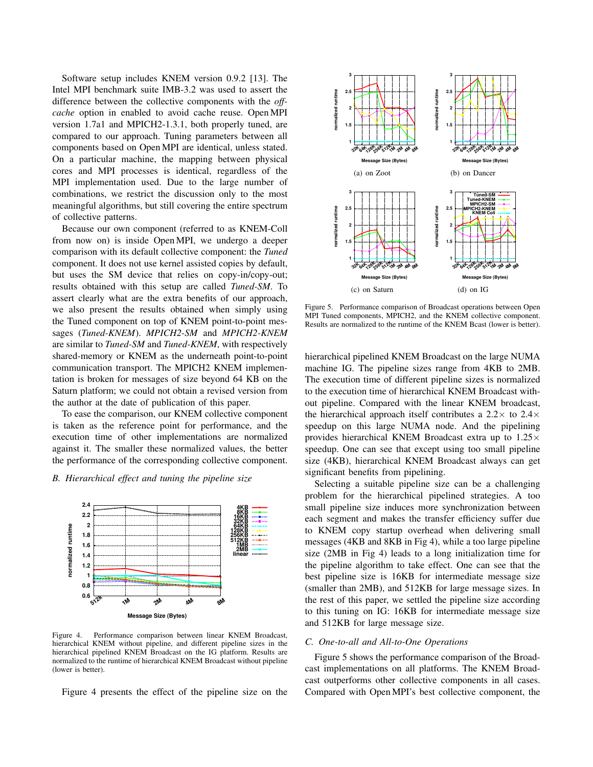Software setup includes KNEM version 0.9.2 [13]. The Intel MPI benchmark suite IMB-3.2 was used to assert the difference between the collective components with the *off-cache* option in enabled to avoid cache reuse. Open MPI version 1.7a1 and MPICH2-1.3.1, both properly tuned, are compared to our approach. Tuning parameters between all components based on Open MPI are identical, unless stated. On a particular machine, the mapping between physical cores and MPI processes is identical, regardless of the MPI implementation used. Due to the large number of combinations, we restrict the discussion only to the most meaningful algorithms, but still covering the entire spectrum of collective patterns.

Because our own component (referred to as KNEM-Coll from now on) is inside Open MPI, we undergo a deeper comparison with its default collective component: the *Tuned* component. It does not use kernel assisted copies by default, but uses the SM device that relies on copy-in/copy-out; results obtained with this setup are called *Tuned-SM*. To assert clearly what are the extra benefits of our approach, we also present the results obtained when simply using the Tuned component on top of KNEM point-to-point messages (*Tuned-KNEM*). *MPICH2-SM* and *MPICH2-KNEM* are similar to *Tuned-SM* and *Tuned-KNEM*, with respectively shared-memory or KNEM as the underneath point-to-point communication transport. The MPICH2 KNEM implementation is broken for messages of size beyond 64 KB on the Saturn platform; we could not obtain a revised version from the author at the date of publication of this paper.

To ease the comparison, our KNEM collective component is taken as the reference point for performance, and the execution time of other implementations are normalized against it. The smaller these normalized values, the better the performance of the corresponding collective component.

### B. Hierarchical effect and tuning the pipeline size

Figure 4. Performance comparison between linear KNEM Broadcast, hierarchical KNEM without pipeline, and different pipeline sizes in the hierarchical pipelined KNEM Broadcast on the IG platform. Results are normalized to the runtime of hierarchical KNEM Broadcast without pipeline (lower is better).

Figure 4 presents the effect of the pipeline size on the hierarchical pipelined KNEM Broadcast on the large NUMA machine IG. The pipeline sizes range from 4KB to 2MB. The execution time of different pipeline sizes is normalized to the execution time of hierarchical KNEM Broadcast without pipeline. Compared with the linear KNEM broadcast, the hierarchical approach itself contributes a $2.2\times$ to $2.4\times$ speedup on this large NUMA node. And the pipelining provides hierarchical KNEM Broadcast extra up to $1.25\times$ speedup. One can see that except using too small pipeline size (4KB), hierarchical KNEM Broadcast always can get significant benefits from pipelining.

Selecting a suitable pipeline size can be a challenging problem for the hierarchical pipelined strategies. A too small pipeline size induces more synchronization between each segment and makes the transfer efficiency suffer due to KNEM copy startup overhead when delivering small messages (4KB and 8KB in Fig 4), while a too large pipeline size (2MB in Fig 4) leads to a long initialization time for the pipeline algorithm to take effect. One can see that the best pipeline size is 16KB for intermediate message size (smaller than 2MB), and 512KB for large message sizes. In the rest of this paper, we settled the pipeline size according to this tuning on IG: 16KB for intermediate message size and 512KB for large message size.

Figure 5. Performance comparison of Broadcast operations between Open MPI Tuned components, MPICH2, and the KNEM collective component. Results are normalized to the runtime of the KNEM Bcast (lower is better).

### C. One-to-all and All-to-One Operations

Figure 5 shows the performance comparison of the Broadcast implementations on all platforms. The KNEM Broadcast outperforms other collective components in all cases. Compared with Open MPI's best collective component, the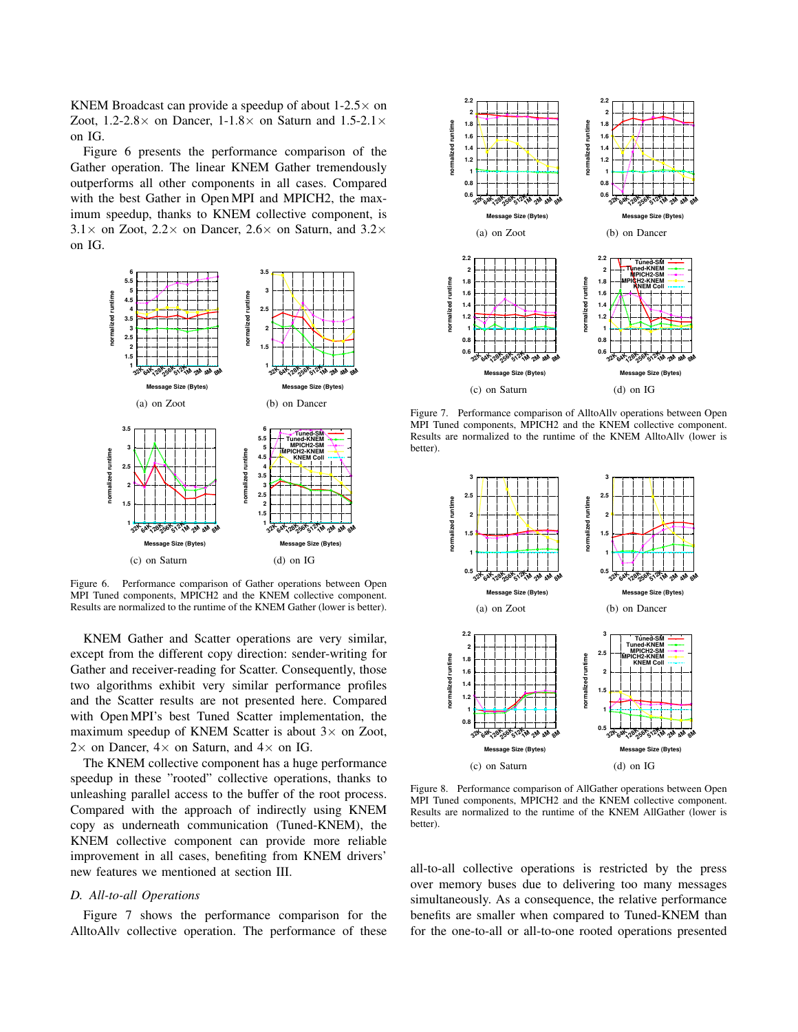KNEM Broadcast can provide a speedup of about 1-2.5× on Zoot, 1.2-2.8× on Dancer, 1-1.8× on Saturn and 1.5-2.1× on IG.

Figure 6 presents the performance comparison of the Gather operation. The linear KNEM Gather tremendously outperforms all other components in all cases. Compared with the best Gather in Open MPI and MPICH2, the maximum speedup, thanks to KNEM collective component, is 3.1× on Zoot, 2.2× on Dancer, 2.6× on Saturn, and 3.2× on IG.

(a) on Zoot

(b) on Dancer

(c) on Saturn

(d) on IG

Figure 6. Performance comparison of Gather operations between Open MPI Tuned components, MPICH2 and the KNEM collective component. Results are normalized to the runtime of the KNEM Gather (lower is better).

KNEM Gather and Scatter operations are very similar, except from the different copy direction: sender-writing for Gather and receiver-reading for Scatter. Consequently, those two algorithms exhibit very similar performance profiles and the Scatter results are not presented here. Compared with Open MPI's best Tuned Scatter implementation, the maximum speedup of KNEM Scatter is about 3× on Zoot, 2× on Dancer, 4× on Saturn, and 4× on IG.

The KNEM collective component has a huge performance speedup in these "rooted" collective operations, thanks to unleashing parallel access to the buffer of the root process. Compared with the approach of indirectly using KNEM copy as underneath communication (Tuned-KNEM), the KNEM collective component can provide more reliable improvement in all cases, benefiting from KNEM drivers' new features we mentioned at section III.

### D. All-to-all Operations

Figure 7 shows the performance comparison for the AlltoAllv collective operation. The performance of these all-to-all collective operations is restricted by the press over memory buses due to delivering too many messages simultaneously. As a consequence, the relative performance benefits are smaller when compared to Tuned-KNEM than for the one-to-all or all-to-one rooted operations presented

(a) on Zoot

(b) on Dancer

(c) on Saturn

(d) on IG

Figure 7. Performance comparison of AlltoAllv operations between Open MPI Tuned components, MPICH2 and the KNEM collective component. Results are normalized to the runtime of the KNEM AlltoAllv (lower is better).

(a) on Zoot

(b) on Dancer

(c) on Saturn

(d) on IG

Figure 8. Performance comparison of AllGather operations between Open MPI Tuned components, MPICH2 and the KNEM collective component. Results are normalized to the runtime of the KNEM AllGather (lower is better).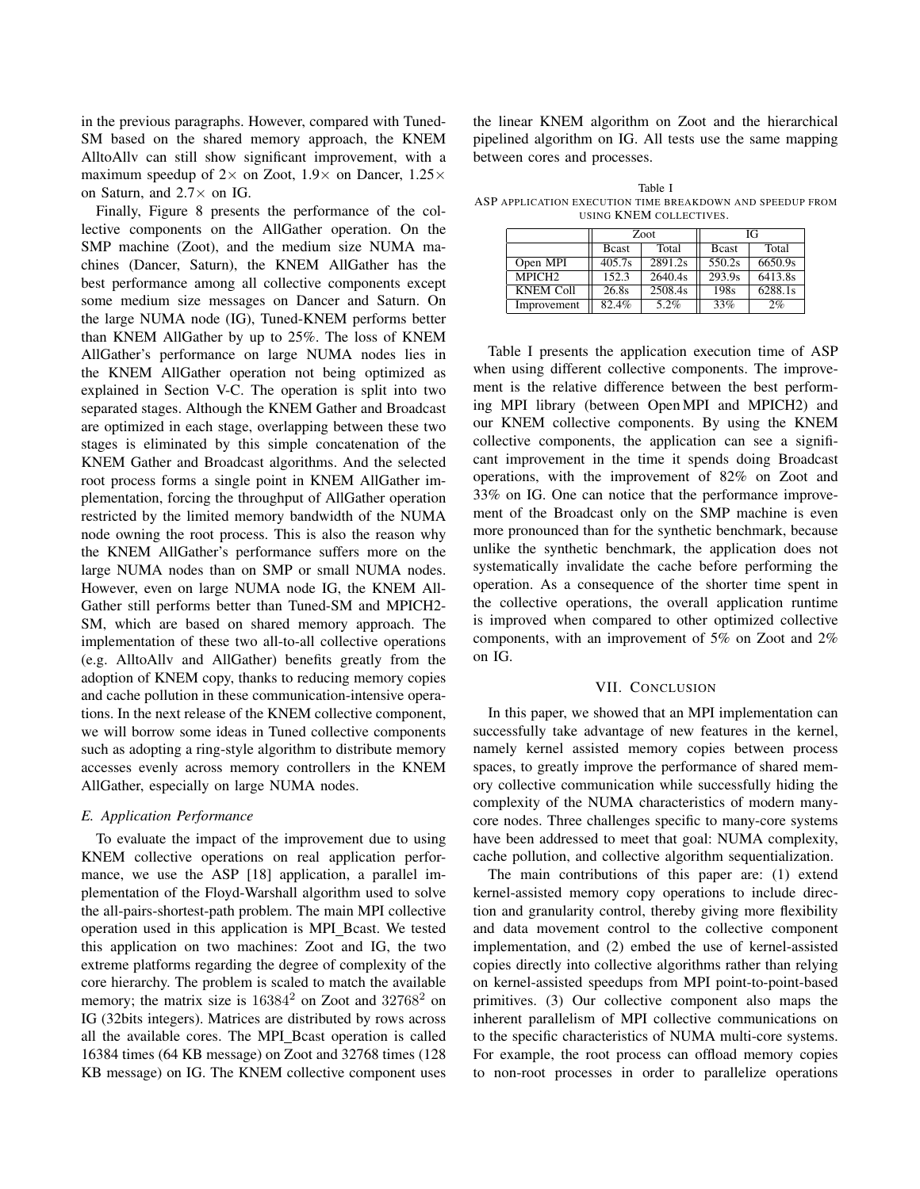in the previous paragraphs. However, compared with Tuned-SM based on the shared memory approach, the KNEM AlltoAllv can still show significant improvement, with a maximum speedup of 2× on Zoot, 1.9× on Dancer, 1.25× on Saturn, and 2.7× on IG.

Finally, Figure 8 presents the performance of the collective components on the AllGather operation. On the SMP machine (Zoot), and the medium size NUMA machines (Dancer, Saturn), the KNEM AllGather has the best performance among all collective components except some medium size messages on Dancer and Saturn. On the large NUMA node (IG), Tuned-KNEM performs better than KNEM AllGather by up to 25%. The loss of KNEM AllGather's performance on large NUMA nodes lies in the KNEM AllGather operation not being optimized as explained in Section V-C. The operation is split into two separated stages. Although the KNEM Gather and Broadcast are optimized in each stage, overlapping between these two stages is eliminated by this simple concatenation of the KNEM Gather and Broadcast algorithms. And the selected root process forms a single point in KNEM AllGather implementation, forcing the throughput of AllGather operation restricted by the limited memory bandwidth of the NUMA node owning the root process. This is also the reason why the KNEM AllGather's performance suffers more on the large NUMA nodes than on SMP or small NUMA nodes. However, even on large NUMA node IG, the KNEM AllGather still performs better than Tuned-SM and MPICH2-SM, which are based on shared memory approach. The implementation of these two all-to-all collective operations (e.g. AlltoAllv and AllGather) benefits greatly from the adoption of KNEM copy, thanks to reducing memory copies and cache pollution in these communication-intensive operations. In the next release of the KNEM collective component, we will borrow some ideas in Tuned collective components such as adopting a ring-style algorithm to distribute memory accesses evenly across memory controllers in the KNEM AllGather, especially on large NUMA nodes.

### *E. Application Performance*

To evaluate the impact of the improvement due to using KNEM collective operations on real application performance, we use the ASP [18] application, a parallel implementation of the Floyd-Warshall algorithm used to solve the all-pairs-shortest-path problem. The main MPI collective operation used in this application is MPI_Bcast. We tested this application on two machines: Zoot and IG, the two extreme platforms regarding the degree of complexity of the core hierarchy. The problem is scaled to match the available memory; the matrix size is $16384^2$ on Zoot and $32768^2$ on IG (32bits integers). Matrices are distributed by rows across all the available cores. The MPI_Bcast operation is called 16384 times (64 KB message) on Zoot and 32768 times (128 KB message) on IG. The KNEM collective component uses the linear KNEM algorithm on Zoot and the hierarchical pipelined algorithm on IG. All tests use the same mapping between cores and processes.

Table I
ASP APPLICATION EXECUTION TIME BREAKDOWN AND SPEEDUP FROM USING KNEM COLLECTIVES.

| | Zoot | | IG | |
|---|---|---|---|---|
| | Bcast | Total | Bcast | Total |
| Open MPI | 405.7s | 2891.2s | 550.2s | 6650.9s |
| MPICH2 | 152.3 | 2640.4s | 293.9s | 6413.8s |
| KNEM Coll | 26.8s | 2508.4s | 198s | 6288.1s |
| Improvement | 82.4% | 5.2% | 33% | 2% |

Table I presents the application execution time of ASP when using different collective components. The improvement is the relative difference between the best performing MPI library (between Open MPI and MPICH2) and our KNEM collective components. By using the KNEM collective components, the application can see a significant improvement in the time it spends doing Broadcast operations, with the improvement of 82% on Zoot and 33% on IG. One can notice that the performance improvement of the Broadcast only on the SMP machine is even more pronounced than for the synthetic benchmark, because unlike the synthetic benchmark, the application does not systematically invalidate the cache before performing the operation. As a consequence of the shorter time spent in the collective operations, the overall application runtime is improved when compared to other optimized collective components, with an improvement of 5% on Zoot and 2% on IG.

## VII. CONCLUSION

In this paper, we showed that an MPI implementation can successfully take advantage of new features in the kernel, namely kernel assisted memory copies between process spaces, to greatly improve the performance of shared memory collective communication while successfully hiding the complexity of the NUMA characteristics of modern many-core nodes. Three challenges specific to many-core systems have been addressed to meet that goal: NUMA complexity, cache pollution, and collective algorithm sequentialization.

The main contributions of this paper are: (1) extend kernel-assisted memory copy operations to include direction and granularity control, thereby giving more flexibility and data movement control to the collective component implementation, and (2) embed the use of kernel-assisted copies directly into collective algorithms rather than relying on kernel-assisted speedups from MPI point-to-point-based primitives. (3) Our collective component also maps the inherent parallelism of MPI collective communications on to the specific characteristics of NUMA multi-core systems. For example, the root process can offload memory copies to non-root processes in order to parallelize operations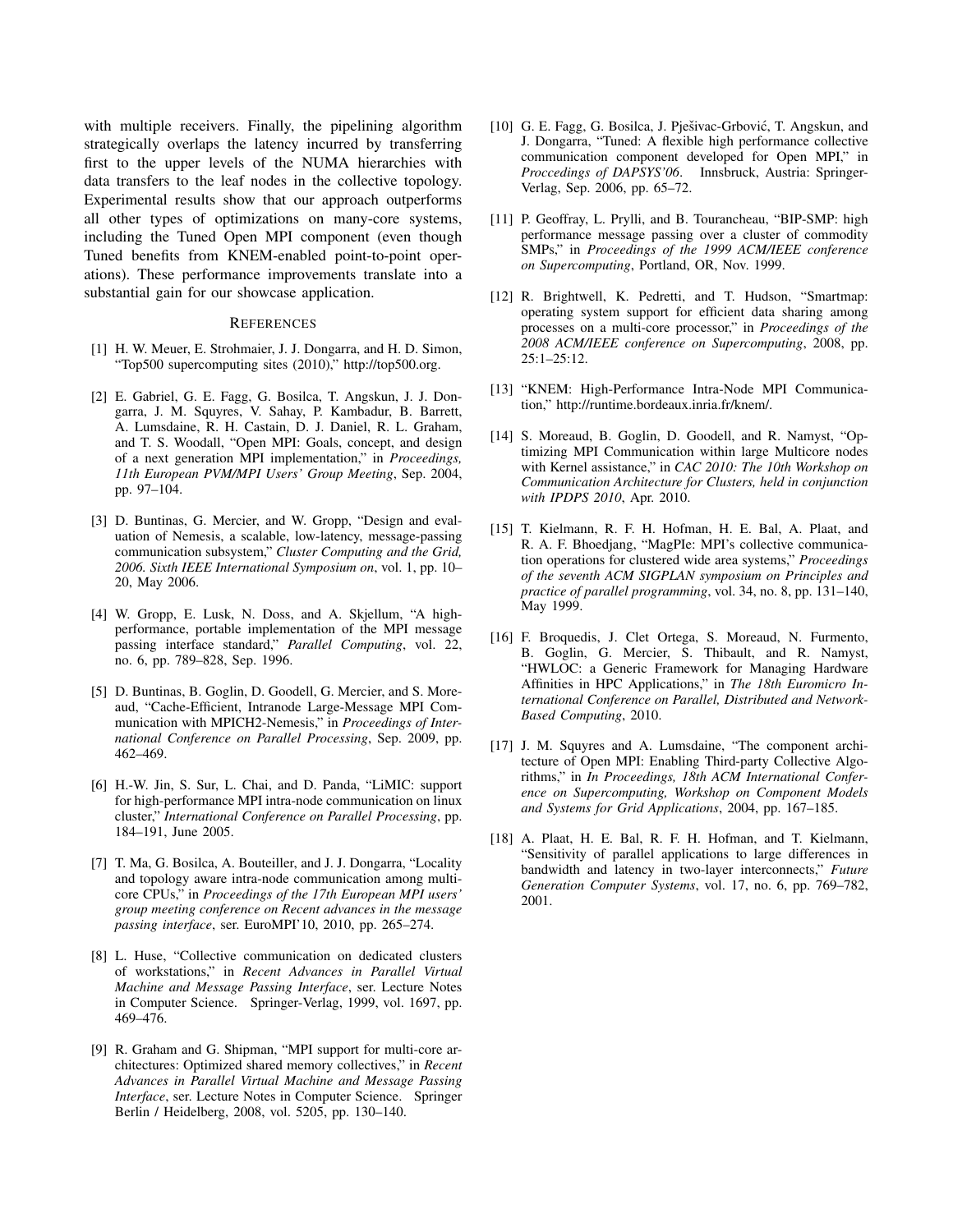with multiple receivers. Finally, the pipelining algorithm strategically overlaps the latency incurred by transferring first to the upper levels of the NUMA hierarchies with data transfers to the leaf nodes in the collective topology. Experimental results show that our approach outperforms all other types of optimizations on many-core systems, including the Tuned Open MPI component (even though Tuned benefits from KNEM-enabled point-to-point operations). These performance improvements translate into a substantial gain for our showcase application.

## References

[1] H. W. Meuer, E. Strohmaier, J. J. Dongarra, and H. D. Simon, "Top500 supercomputing sites (2010)," http://top500.org.

[2] E. Gabriel, G. E. Fagg, G. Bosilca, T. Angskun, J. J. Dongarra, J. M. Squyres, V. Sahay, P. Kambadur, B. Barrett, A. Lumsdaine, R. H. Castain, D. J. Daniel, R. L. Graham, and T. S. Woodall, "Open MPI: Goals, concept, and design of a next generation MPI implementation," in *Proceedings, 11th European PVM/MPI Users' Group Meeting*, Sep. 2004, pp. 97–104.

[3] D. Buntinas, G. Mercier, and W. Gropp, "Design and evaluation of Nemesis, a scalable, low-latency, message-passing communication subsystem," *Cluster Computing and the Grid, 2006. Sixth IEEE International Symposium on*, vol. 1, pp. 10–20, May 2006.

[4] W. Gropp, E. Lusk, N. Doss, and A. Skjellum, "A high-performance, portable implementation of the MPI message passing interface standard," *Parallel Computing*, vol. 22, no. 6, pp. 789–828, Sep. 1996.

[5] D. Buntinas, B. Goglin, D. Goodell, G. Mercier, and S. Moreaud, "Cache-Efficient, Intranode Large-Message MPI Communication with MPICH2-Nemesis," in *Proceedings of International Conference on Parallel Processing*, Sep. 2009, pp. 462–469.

[6] H.-W. Jin, S. Sur, L. Chai, and D. Panda, "LiMIC: support for high-performance MPI intra-node communication on linux cluster," *International Conference on Parallel Processing*, pp. 184–191, June 2005.

[7] T. Ma, G. Bosilca, A. Bouteiller, and J. J. Dongarra, "Locality and topology aware intra-node communication among multi-core CPUs," in *Proceedings of the 17th European MPI users' group meeting conference on Recent advances in the message passing interface*, ser. EuroMPI'10, 2010, pp. 265–274.

[8] L. Huse, "Collective communication on dedicated clusters of workstations," in *Recent Advances in Parallel Virtual Machine and Message Passing Interface*, ser. Lecture Notes in Computer Science. Springer-Verlag, 1999, vol. 1697, pp. 469–476.

[9] R. Graham and G. Shipman, "MPI support for multi-core architectures: Optimized shared memory collectives," in *Recent Advances in Parallel Virtual Machine and Message Passing Interface*, ser. Lecture Notes in Computer Science. Springer Berlin / Heidelberg, 2008, vol. 5205, pp. 130–140.

[10] G. E. Fagg, G. Bosilca, J. Pješivac-Grbović, T. Angskun, and J. Dongarra, "Tuned: A flexible high performance collective communication component developed for Open MPI," in *Proccedings of DAPSYS'06*. Innsbruck, Austria: Springer-Verlag, Sep. 2006, pp. 65–72.

[11] P. Geoffray, L. Prylli, and B. Tourancheau, "BIP-SMP: high performance message passing over a cluster of commodity SMPs," in *Proceedings of the 1999 ACM/IEEE conference on Supercomputing*, Portland, OR, Nov. 1999.

[12] R. Brightwell, K. Pedretti, and T. Hudson, "Smartmap: operating system support for efficient data sharing among processes on a multi-core processor," in *Proceedings of the 2008 ACM/IEEE conference on Supercomputing*, 2008, pp. 25:1–25:12.

[13] "KNEM: High-Performance Intra-Node MPI Communication," http://runtime.bordeaux.inria.fr/knem/.

[14] S. Moreaud, B. Goglin, D. Goodell, and R. Namyst, "Optimizing MPI Communication within large Multicore nodes with Kernel assistance," in *CAC 2010: The 10th Workshop on Communication Architecture for Clusters, held in conjunction with IPDPS 2010*, Apr. 2010.

[15] T. Kielmann, R. F. H. Hofman, H. E. Bal, A. Plaat, and R. A. F. Bhoedjang, "MagPIe: MPI's collective communication operations for clustered wide area systems," *Proceedings of the seventh ACM SIGPLAN symposium on Principles and practice of parallel programming*, vol. 34, no. 8, pp. 131–140, May 1999.

[16] F. Broquedis, J. Clet Ortega, S. Moreaud, N. Furmento, B. Goglin, G. Mercier, S. Thibault, and R. Namyst, "HWLOC: a Generic Framework for Managing Hardware Affinities in HPC Applications," in *The 18th Euromicro International Conference on Parallel, Distributed and Network-Based Computing*, 2010.

[17] J. M. Squyres and A. Lumsdaine, "The component architecture of Open MPI: Enabling Third-party Collective Algorithms," in *In Proceedings, 18th ACM International Conference on Supercomputing, Workshop on Component Models and Systems for Grid Applications*, 2004, pp. 167–185.

[18] A. Plaat, H. E. Bal, R. F. H. Hofman, and T. Kielmann, "Sensitivity of parallel applications to large differences in bandwidth and latency in two-layer interconnects," *Future Generation Computer Systems*, vol. 17, no. 6, pp. 769–782, 2001.